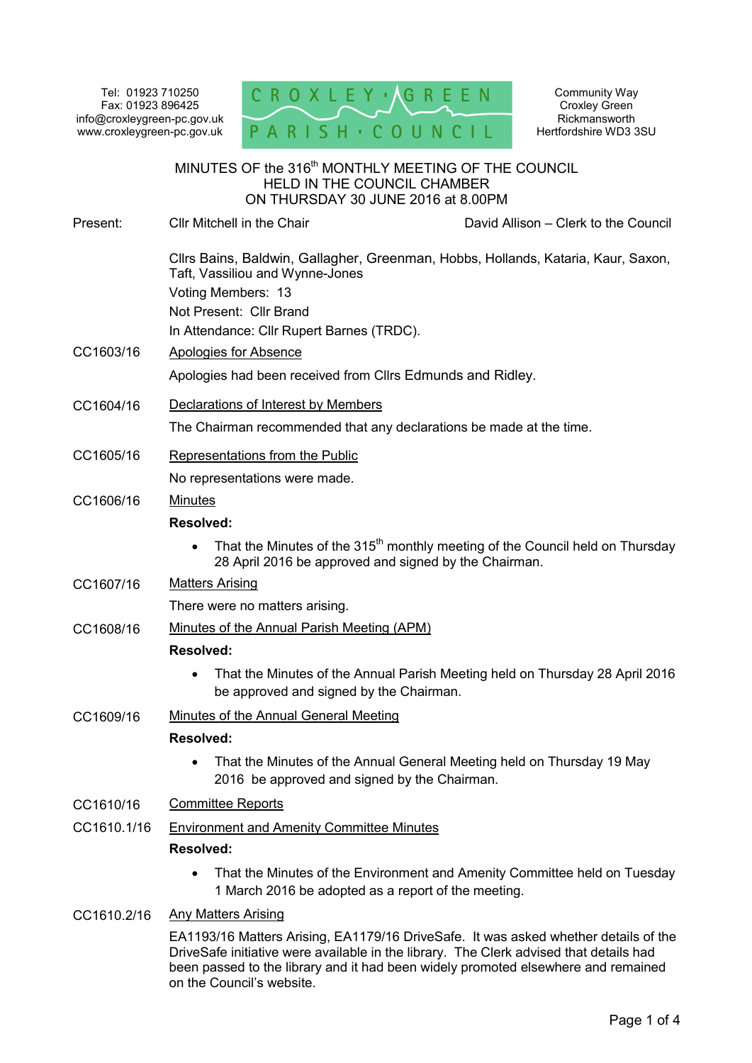Tel: 01923 710250
Fax: 01923 896425
info@croxleygreen-pc.gov.uk
www.croxleygreen-pc.gov.uk

CROXLEY • GREEN PARISH • COUNCIL

Community Way
Croxley Green
Rickmansworth
Hertfordshire WD3 3SU

# MINUTES OF the 316th MONTHLY MEETING OF THE COUNCIL HELD IN THE COUNCIL CHAMBER ON THURSDAY 30 JUNE 2016 at 8.00PM

Present: Cllr Mitchell in the Chair — David Allison – Clerk to the Council

Cllrs Bains, Baldwin, Gallagher, Greenman, Hobbs, Hollands, Kataria, Kaur, Saxon, Taft, Vassiliou and Wynne-Jones

Voting Members: 13

Not Present: Cllr Brand

In Attendance: Cllr Rupert Barnes (TRDC).

**CC1603/16 Apologies for Absence**

Apologies had been received from Cllrs Edmunds and Ridley.

**CC1604/16 Declarations of Interest by Members**

The Chairman recommended that any declarations be made at the time.

**CC1605/16 Representations from the Public**

No representations were made.

**CC1606/16 Minutes**

**Resolved:**

- That the Minutes of the 315th monthly meeting of the Council held on Thursday 28 April 2016 be approved and signed by the Chairman.

**CC1607/16 Matters Arising**

There were no matters arising.

**CC1608/16 Minutes of the Annual Parish Meeting (APM)**

**Resolved:**

- That the Minutes of the Annual Parish Meeting held on Thursday 28 April 2016 be approved and signed by the Chairman.

**CC1609/16 Minutes of the Annual General Meeting**

**Resolved:**

- That the Minutes of the Annual General Meeting held on Thursday 19 May 2016 be approved and signed by the Chairman.

**CC1610/16 Committee Reports**

**CC1610.1/16 Environment and Amenity Committee Minutes**

**Resolved:**

- That the Minutes of the Environment and Amenity Committee held on Tuesday 1 March 2016 be adopted as a report of the meeting.

**CC1610.2/16 Any Matters Arising**

EA1193/16 Matters Arising, EA1179/16 DriveSafe. It was asked whether details of the DriveSafe initiative were available in the library. The Clerk advised that details had been passed to the library and it had been widely promoted elsewhere and remained on the Council's website.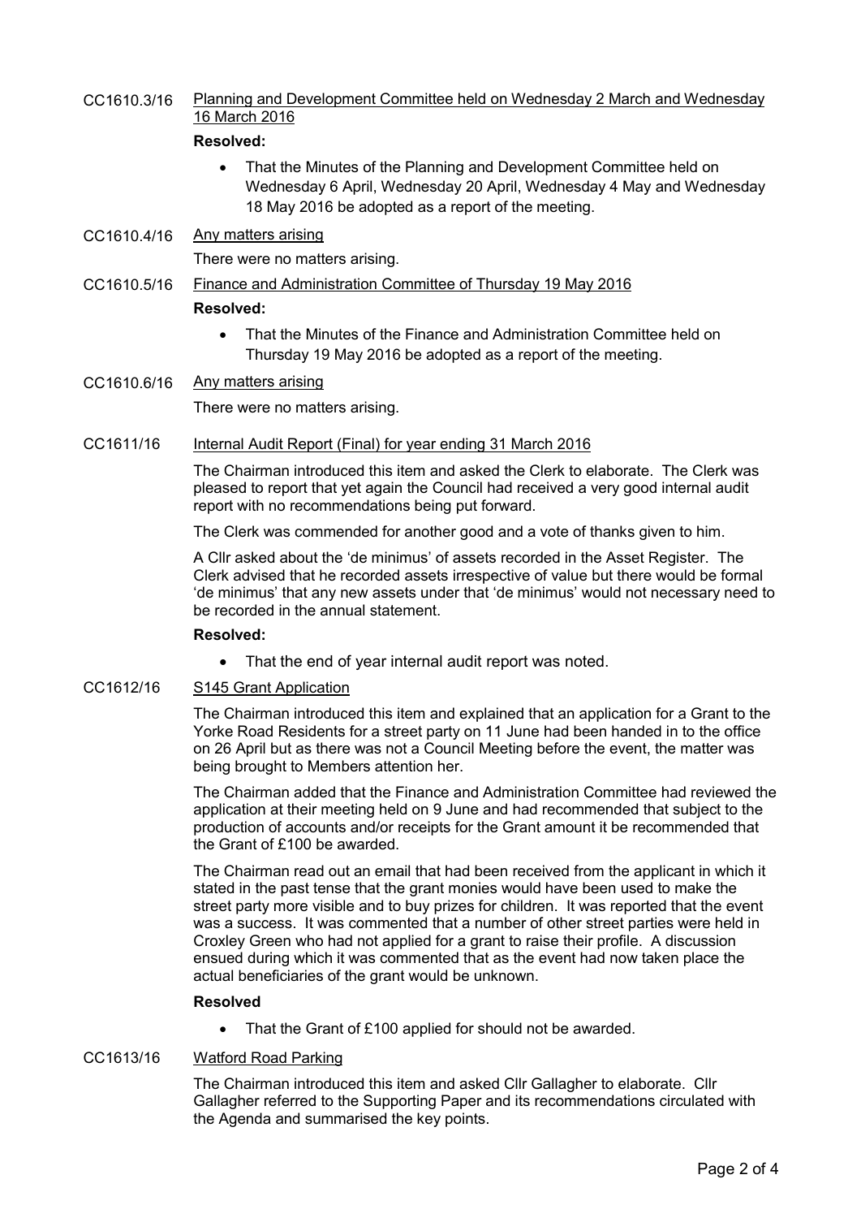CC1610.3/16 Planning and Development Committee held on Wednesday 2 March and Wednesday 16 March 2016

**Resolved:**

- That the Minutes of the Planning and Development Committee held on Wednesday 6 April, Wednesday 20 April, Wednesday 4 May and Wednesday 18 May 2016 be adopted as a report of the meeting.

CC1610.4/16 Any matters arising

There were no matters arising.

CC1610.5/16 Finance and Administration Committee of Thursday 19 May 2016

**Resolved:**

- That the Minutes of the Finance and Administration Committee held on Thursday 19 May 2016 be adopted as a report of the meeting.

CC1610.6/16 Any matters arising

There were no matters arising.

CC1611/16 Internal Audit Report (Final) for year ending 31 March 2016

The Chairman introduced this item and asked the Clerk to elaborate. The Clerk was pleased to report that yet again the Council had received a very good internal audit report with no recommendations being put forward.

The Clerk was commended for another good and a vote of thanks given to him.

A Cllr asked about the 'de minimus' of assets recorded in the Asset Register. The Clerk advised that he recorded assets irrespective of value but there would be formal 'de minimus' that any new assets under that 'de minimus' would not necessary need to be recorded in the annual statement.

**Resolved:**

- That the end of year internal audit report was noted.

CC1612/16 S145 Grant Application

The Chairman introduced this item and explained that an application for a Grant to the Yorke Road Residents for a street party on 11 June had been handed in to the office on 26 April but as there was not a Council Meeting before the event, the matter was being brought to Members attention her.

The Chairman added that the Finance and Administration Committee had reviewed the application at their meeting held on 9 June and had recommended that subject to the production of accounts and/or receipts for the Grant amount it be recommended that the Grant of £100 be awarded.

The Chairman read out an email that had been received from the applicant in which it stated in the past tense that the grant monies would have been used to make the street party more visible and to buy prizes for children. It was reported that the event was a success. It was commented that a number of other street parties were held in Croxley Green who had not applied for a grant to raise their profile. A discussion ensued during which it was commented that as the event had now taken place the actual beneficiaries of the grant would be unknown.

**Resolved**

- That the Grant of £100 applied for should not be awarded.

CC1613/16 Watford Road Parking

The Chairman introduced this item and asked Cllr Gallagher to elaborate. Cllr Gallagher referred to the Supporting Paper and its recommendations circulated with the Agenda and summarised the key points.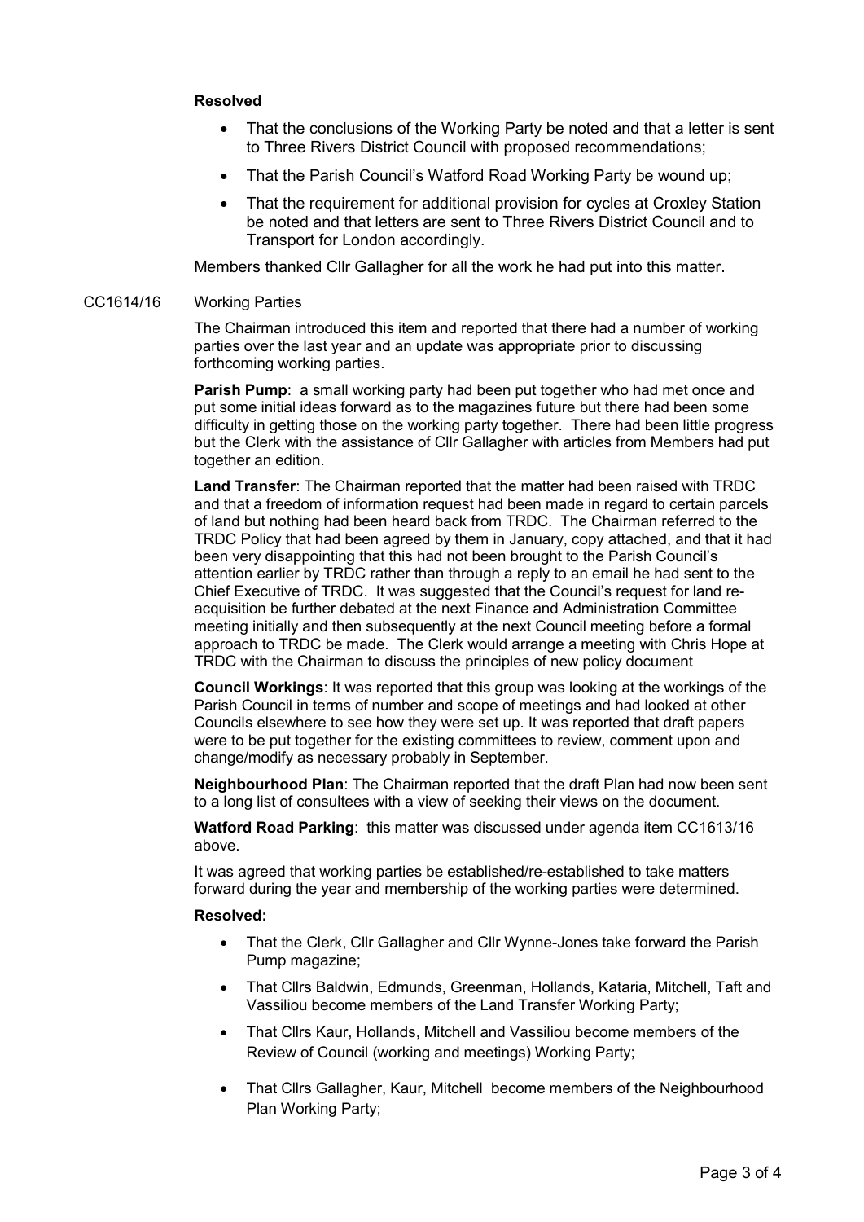**Resolved**

- That the conclusions of the Working Party be noted and that a letter is sent to Three Rivers District Council with proposed recommendations;
- That the Parish Council's Watford Road Working Party be wound up;
- That the requirement for additional provision for cycles at Croxley Station be noted and that letters are sent to Three Rivers District Council and to Transport for London accordingly.

Members thanked Cllr Gallagher for all the work he had put into this matter.

CC1614/16 Working Parties

The Chairman introduced this item and reported that there had a number of working parties over the last year and an update was appropriate prior to discussing forthcoming working parties.

**Parish Pump**: a small working party had been put together who had met once and put some initial ideas forward as to the magazines future but there had been some difficulty in getting those on the working party together. There had been little progress but the Clerk with the assistance of Cllr Gallagher with articles from Members had put together an edition.

**Land Transfer**: The Chairman reported that the matter had been raised with TRDC and that a freedom of information request had been made in regard to certain parcels of land but nothing had been heard back from TRDC. The Chairman referred to the TRDC Policy that had been agreed by them in January, copy attached, and that it had been very disappointing that this had not been brought to the Parish Council's attention earlier by TRDC rather than through a reply to an email he had sent to the Chief Executive of TRDC. It was suggested that the Council's request for land re-acquisition be further debated at the next Finance and Administration Committee meeting initially and then subsequently at the next Council meeting before a formal approach to TRDC be made. The Clerk would arrange a meeting with Chris Hope at TRDC with the Chairman to discuss the principles of new policy document

**Council Workings**: It was reported that this group was looking at the workings of the Parish Council in terms of number and scope of meetings and had looked at other Councils elsewhere to see how they were set up. It was reported that draft papers were to be put together for the existing committees to review, comment upon and change/modify as necessary probably in September.

**Neighbourhood Plan**: The Chairman reported that the draft Plan had now been sent to a long list of consultees with a view of seeking their views on the document.

**Watford Road Parking**: this matter was discussed under agenda item CC1613/16 above.

It was agreed that working parties be established/re-established to take matters forward during the year and membership of the working parties were determined.

**Resolved:**

- That the Clerk, Cllr Gallagher and Cllr Wynne-Jones take forward the Parish Pump magazine;
- That Cllrs Baldwin, Edmunds, Greenman, Hollands, Kataria, Mitchell, Taft and Vassiliou become members of the Land Transfer Working Party;
- That Cllrs Kaur, Hollands, Mitchell and Vassiliou become members of the Review of Council (working and meetings) Working Party;
- That Cllrs Gallagher, Kaur, Mitchell become members of the Neighbourhood Plan Working Party;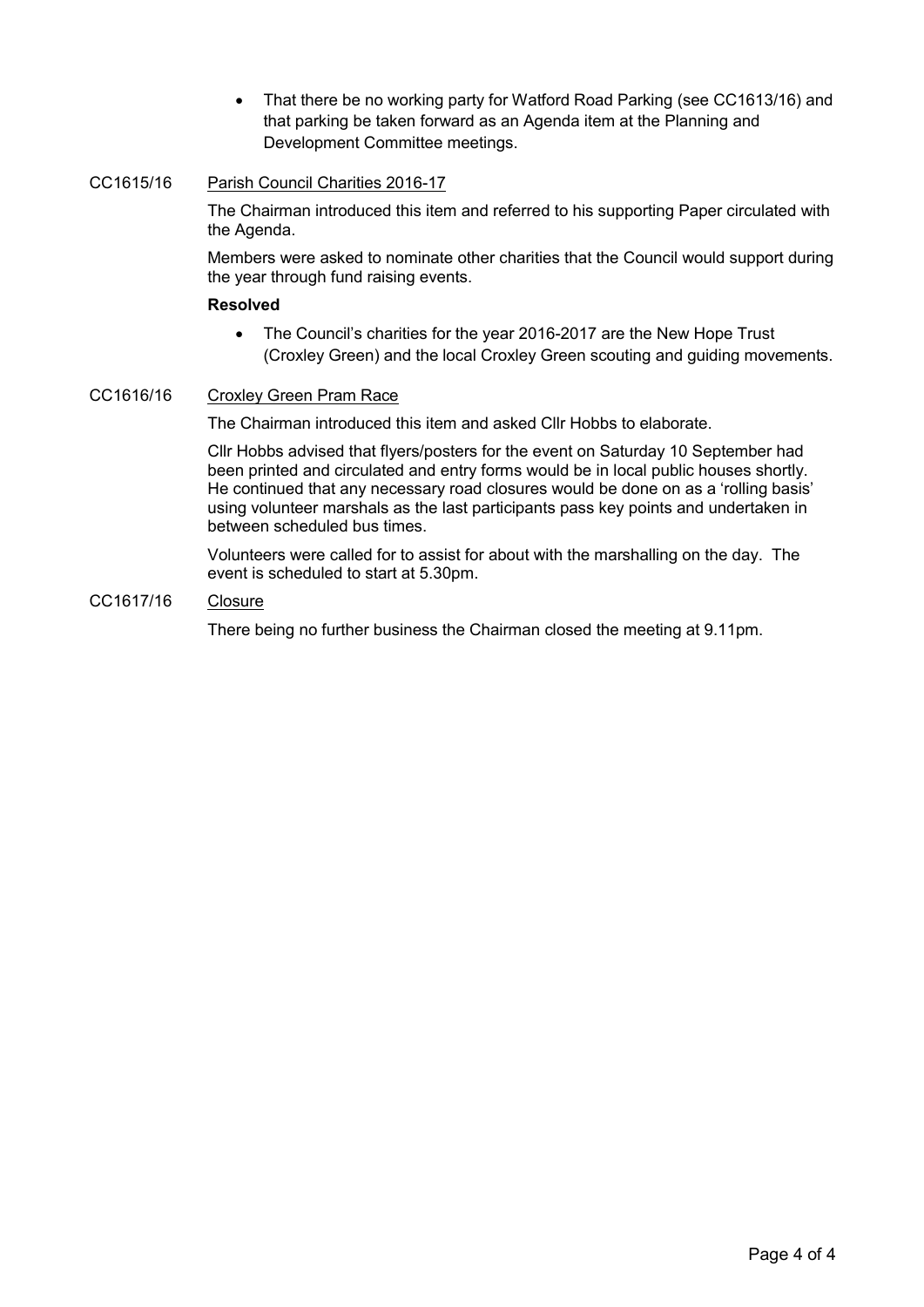- That there be no working party for Watford Road Parking (see CC1613/16) and that parking be taken forward as an Agenda item at the Planning and Development Committee meetings.

CC1615/16 Parish Council Charities 2016-17

The Chairman introduced this item and referred to his supporting Paper circulated with the Agenda.

Members were asked to nominate other charities that the Council would support during the year through fund raising events.

**Resolved**

- The Council's charities for the year 2016-2017 are the New Hope Trust (Croxley Green) and the local Croxley Green scouting and guiding movements.

CC1616/16 Croxley Green Pram Race

The Chairman introduced this item and asked Cllr Hobbs to elaborate.

Cllr Hobbs advised that flyers/posters for the event on Saturday 10 September had been printed and circulated and entry forms would be in local public houses shortly. He continued that any necessary road closures would be done on as a 'rolling basis' using volunteer marshals as the last participants pass key points and undertaken in between scheduled bus times.

Volunteers were called for to assist for about with the marshalling on the day. The event is scheduled to start at 5.30pm.

CC1617/16 Closure

There being no further business the Chairman closed the meeting at 9.11pm.